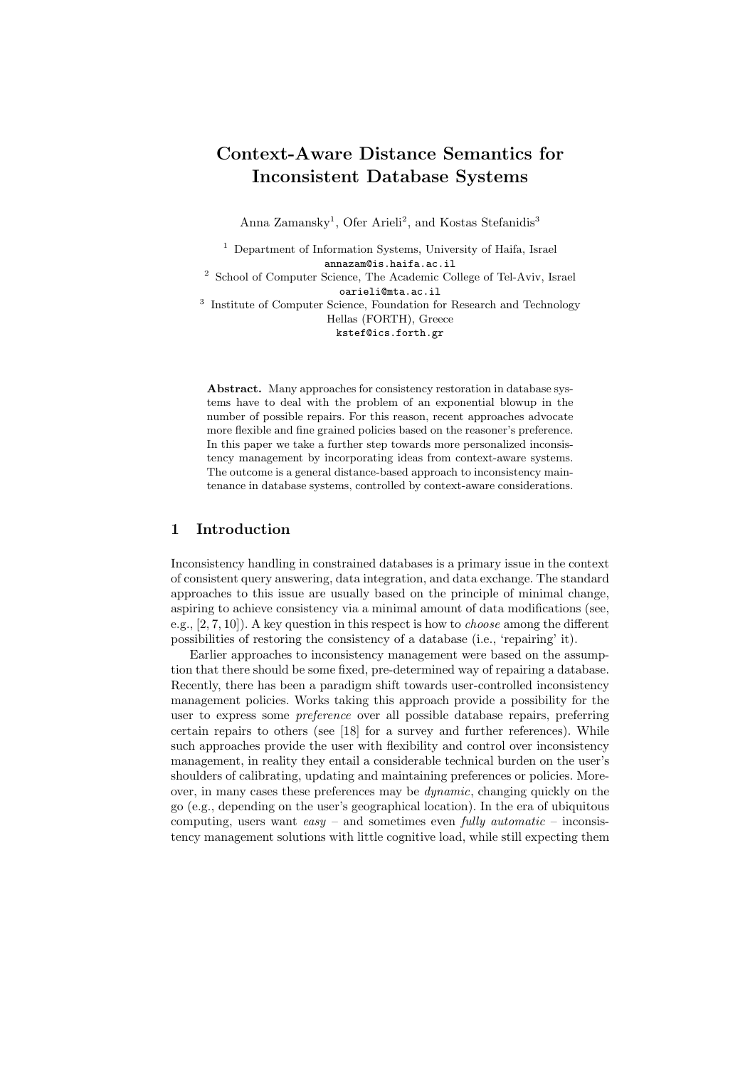# Context-Aware Distance Semantics for Inconsistent Database Systems

Anna Zamansky[1], Ofer Arieli[2], and Kostas Stefanidis[3]

[1] Department of Information Systems, University of Haifa, Israel
annazam@is.haifa.ac.il

[2] School of Computer Science, The Academic College of Tel-Aviv, Israel
oarieli@mta.ac.il

[3] Institute of Computer Science, Foundation for Research and Technology Hellas (FORTH), Greece
kstef@ics.forth.gr

**Abstract.** Many approaches for consistency restoration in database systems have to deal with the problem of an exponential blowup in the number of possible repairs. For this reason, recent approaches advocate more flexible and fine grained policies based on the reasoner's preference. In this paper we take a further step towards more personalized inconsistency management by incorporating ideas from context-aware systems. The outcome is a general distance-based approach to inconsistency maintenance in database systems, controlled by context-aware considerations.

## 1 Introduction

Inconsistency handling in constrained databases is a primary issue in the context of consistent query answering, data integration, and data exchange. The standard approaches to this issue are usually based on the principle of minimal change, aspiring to achieve consistency via a minimal amount of data modifications (see, e.g., [2, 7, 10]). A key question in this respect is how to *choose* among the different possibilities of restoring the consistency of a database (i.e., 'repairing' it).

Earlier approaches to inconsistency management were based on the assumption that there should be some fixed, pre-determined way of repairing a database. Recently, there has been a paradigm shift towards user-controlled inconsistency management policies. Works taking this approach provide a possibility for the user to express some *preference* over all possible database repairs, preferring certain repairs to others (see [18] for a survey and further references). While such approaches provide the user with flexibility and control over inconsistency management, in reality they entail a considerable technical burden on the user's shoulders of calibrating, updating and maintaining preferences or policies. Moreover, in many cases these preferences may be *dynamic*, changing quickly on the go (e.g., depending on the user's geographical location). In the era of ubiquitous computing, users want *easy* – and sometimes even *fully automatic* – inconsistency management solutions with little cognitive load, while still expecting them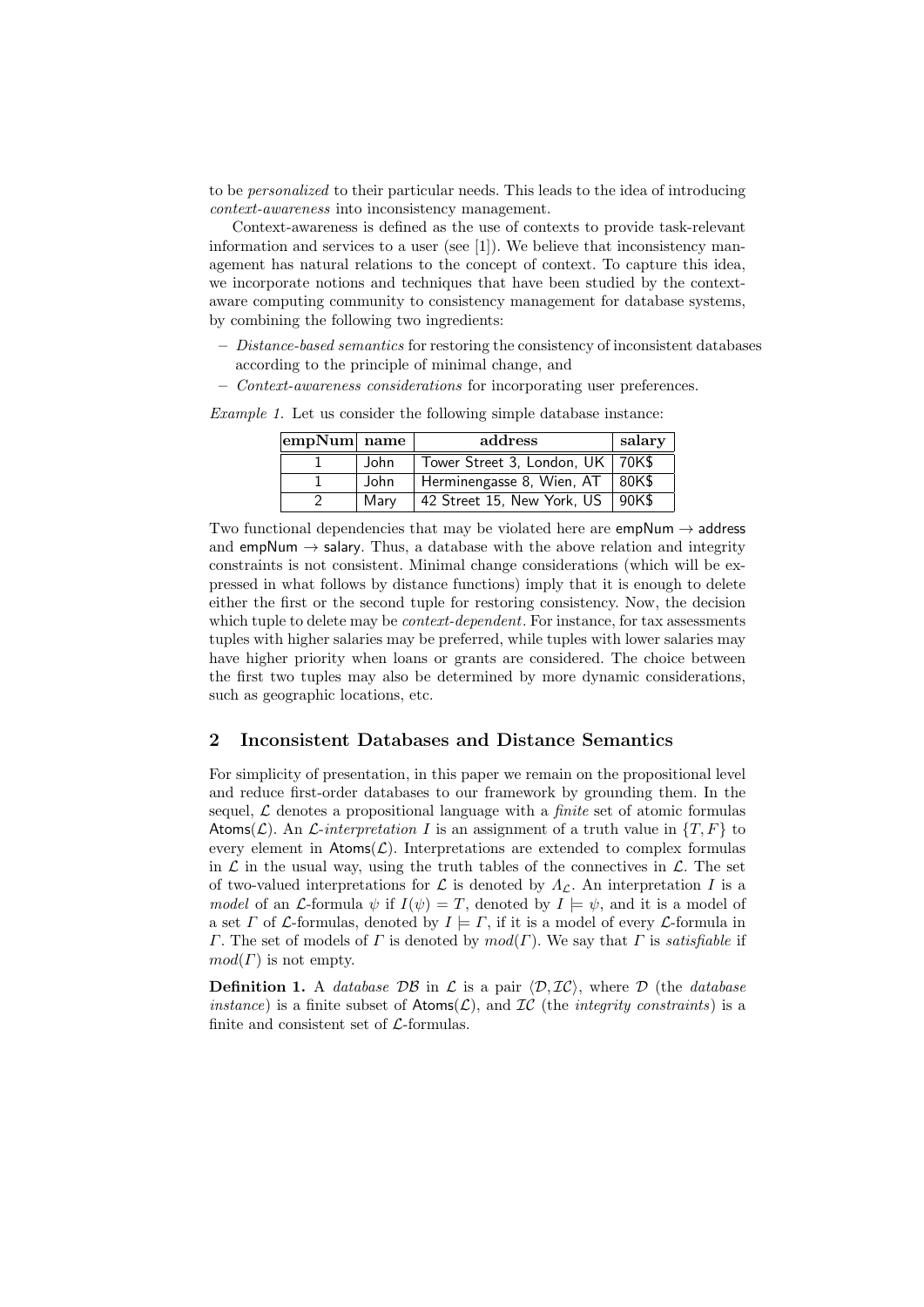to be *personalized* to their particular needs. This leads to the idea of introducing *context-awareness* into inconsistency management.

Context-awareness is defined as the use of contexts to provide task-relevant information and services to a user (see [1]). We believe that inconsistency management has natural relations to the concept of context. To capture this idea, we incorporate notions and techniques that have been studied by the context-aware computing community to consistency management for database systems, by combining the following two ingredients:

- *Distance-based semantics* for restoring the consistency of inconsistent databases according to the principle of minimal change, and
- *Context-awareness considerations* for incorporating user preferences.

*Example 1.* Let us consider the following simple database instance:

| empNum | name | address | salary |
|---|---|---|---|
| 1 | John | Tower Street 3, London, UK | 70K$ |
| 1 | John | Herminengasse 8, Wien, AT | 80K$ |
| 2 | Mary | 42 Street 15, New York, US | 90K$ |

Two functional dependencies that may be violated here are empNum $\rightarrow$ address and empNum $\rightarrow$ salary. Thus, a database with the above relation and integrity constraints is not consistent. Minimal change considerations (which will be expressed in what follows by distance functions) imply that it is enough to delete either the first or the second tuple for restoring consistency. Now, the decision which tuple to delete may be *context-dependent*. For instance, for tax assessments tuples with higher salaries may be preferred, while tuples with lower salaries may have higher priority when loans or grants are considered. The choice between the first two tuples may also be determined by more dynamic considerations, such as geographic locations, etc.

## 2 Inconsistent Databases and Distance Semantics

For simplicity of presentation, in this paper we remain on the propositional level and reduce first-order databases to our framework by grounding them. In the sequel, $\mathcal{L}$ denotes a propositional language with a *finite* set of atomic formulas $\mathsf{Atoms}(\mathcal{L})$. An $\mathcal{L}$-*interpretation* $I$ is an assignment of a truth value in $\{T, F\}$ to every element in $\mathsf{Atoms}(\mathcal{L})$. Interpretations are extended to complex formulas in $\mathcal{L}$ in the usual way, using the truth tables of the connectives in $\mathcal{L}$. The set of two-valued interpretations for $\mathcal{L}$ is denoted by $\Lambda_{\mathcal{L}}$. An interpretation $I$ is a *model* of an $\mathcal{L}$-formula $\psi$ if $I(\psi) = T$, denoted by $I \models \psi$, and it is a model of a set $\Gamma$ of $\mathcal{L}$-formulas, denoted by $I \models \Gamma$, if it is a model of every $\mathcal{L}$-formula in $\Gamma$. The set of models of $\Gamma$ is denoted by $mod(\Gamma)$. We say that $\Gamma$ is *satisfiable* if $mod(\Gamma)$ is not empty.

**Definition 1.** A *database* $\mathcal{DB}$ in $\mathcal{L}$ is a pair $\langle \mathcal{D}, \mathcal{IC} \rangle$, where $\mathcal{D}$ (the *database instance*) is a finite subset of $\mathsf{Atoms}(\mathcal{L})$, and $\mathcal{IC}$ (the *integrity constraints*) is a finite and consistent set of $\mathcal{L}$-formulas.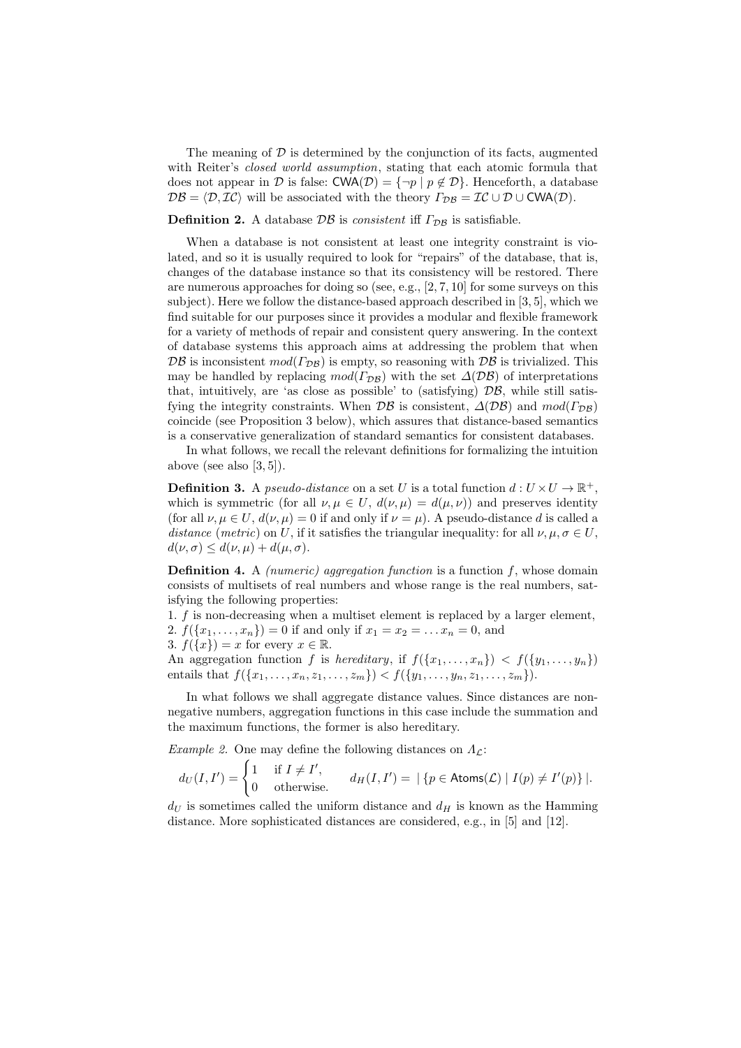The meaning of $\mathcal{D}$ is determined by the conjunction of its facts, augmented with Reiter's *closed world assumption*, stating that each atomic formula that does not appear in $\mathcal{D}$ is false: $\mathsf{CWA}(\mathcal{D}) = \{\neg p \mid p \notin \mathcal{D}\}$. Henceforth, a database $\mathcal{DB} = \langle \mathcal{D}, \mathcal{IC} \rangle$ will be associated with the theory $\Gamma_{\mathcal{DB}} = \mathcal{IC} \cup \mathcal{D} \cup \mathsf{CWA}(\mathcal{D})$.

**Definition 2.** A database $\mathcal{DB}$ is *consistent* iff $\Gamma_{\mathcal{DB}}$ is satisfiable.

When a database is not consistent at least one integrity constraint is violated, and so it is usually required to look for "repairs" of the database, that is, changes of the database instance so that its consistency will be restored. There are numerous approaches for doing so (see, e.g., [2, 7, 10] for some surveys on this subject). Here we follow the distance-based approach described in [3, 5], which we find suitable for our purposes since it provides a modular and flexible framework for a variety of methods of repair and consistent query answering. In the context of database systems this approach aims at addressing the problem that when $\mathcal{DB}$ is inconsistent $mod(\Gamma_{\mathcal{DB}})$ is empty, so reasoning with $\mathcal{DB}$ is trivialized. This may be handled by replacing $mod(\Gamma_{\mathcal{DB}})$ with the set $\Delta(\mathcal{DB})$ of interpretations that, intuitively, are 'as close as possible' to (satisfying) $\mathcal{DB}$, while still satisfying the integrity constraints. When $\mathcal{DB}$ is consistent, $\Delta(\mathcal{DB})$ and $mod(\Gamma_{\mathcal{DB}})$ coincide (see Proposition 3 below), which assures that distance-based semantics is a conservative generalization of standard semantics for consistent databases.

In what follows, we recall the relevant definitions for formalizing the intuition above (see also [3, 5]).

**Definition 3.** A *pseudo-distance* on a set $U$ is a total function $d : U \times U \to \mathbb{R}^+$, which is symmetric (for all $\nu, \mu \in U$, $d(\nu, \mu) = d(\mu, \nu)$) and preserves identity (for all $\nu, \mu \in U$, $d(\nu, \mu) = 0$ if and only if $\nu = \mu$). A pseudo-distance $d$ is called a *distance* (*metric*) on $U$, if it satisfies the triangular inequality: for all $\nu, \mu, \sigma \in U$, $d(\nu, \sigma) \leq d(\nu, \mu) + d(\mu, \sigma)$.

**Definition 4.** A *(numeric) aggregation function* is a function $f$, whose domain consists of multisets of real numbers and whose range is the real numbers, satisfying the following properties:

1. $f$ is non-decreasing when a multiset element is replaced by a larger element,
2. $f(\{x_1, \ldots, x_n\}) = 0$ if and only if $x_1 = x_2 = \ldots x_n = 0$, and
3. $f(\{x\}) = x$ for every $x \in \mathbb{R}$.

An aggregation function $f$ is *hereditary*, if $f(\{x_1, \ldots, x_n\}) < f(\{y_1, \ldots, y_n\})$ entails that $f(\{x_1, \ldots, x_n, z_1, \ldots, z_m\}) < f(\{y_1, \ldots, y_n, z_1, \ldots, z_m\})$.

In what follows we shall aggregate distance values. Since distances are non-negative numbers, aggregation functions in this case include the summation and the maximum functions, the former is also hereditary.

*Example 2.* One may define the following distances on $\Lambda_{\mathcal{L}}$:

$$d_U(I, I') = \begin{cases} 1 & \text{if } I \neq I', \\ 0 & \text{otherwise.} \end{cases} \qquad d_H(I, I') = |\{p \in \mathsf{Atoms}(\mathcal{L}) \mid I(p) \neq I'(p)\}|.$$

$d_U$ is sometimes called the uniform distance and $d_H$ is known as the Hamming distance. More sophisticated distances are considered, e.g., in [5] and [12].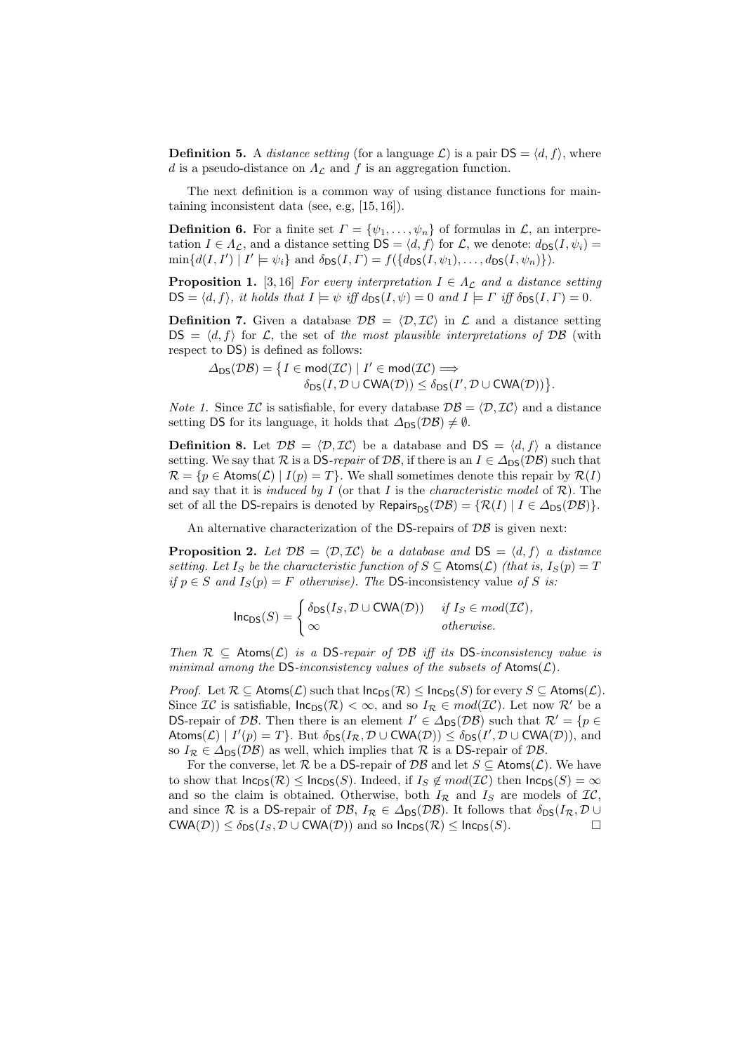**Definition 5.** A *distance setting* (for a language $\mathcal{L}$) is a pair $\mathsf{DS} = \langle d, f \rangle$, where $d$ is a pseudo-distance on $\Lambda_{\mathcal{L}}$ and $f$ is an aggregation function.

The next definition is a common way of using distance functions for maintaining inconsistent data (see, e.g, [15, 16]).

**Definition 6.** For a finite set $\Gamma = \{\psi_1, \ldots, \psi_n\}$ of formulas in $\mathcal{L}$, an interpretation $I \in \Lambda_{\mathcal{L}}$, and a distance setting $\mathsf{DS} = \langle d, f \rangle$ for $\mathcal{L}$, we denote: $d_{\mathsf{DS}}(I, \psi_i) = \min\{d(I, I') \mid I' \models \psi_i\}$ and $\delta_{\mathsf{DS}}(I, \Gamma) = f(\{d_{\mathsf{DS}}(I, \psi_1), \ldots, d_{\mathsf{DS}}(I, \psi_n)\})$.

**Proposition 1.** [3, 16] *For every interpretation $I \in \Lambda_{\mathcal{L}}$ and a distance setting $\mathsf{DS} = \langle d, f \rangle$, it holds that $I \models \psi$ iff $d_{\mathsf{DS}}(I, \psi) = 0$ and $I \models \Gamma$ iff $\delta_{\mathsf{DS}}(I, \Gamma) = 0$.*

**Definition 7.** Given a database $\mathcal{DB} = \langle \mathcal{D}, \mathcal{IC} \rangle$ in $\mathcal{L}$ and a distance setting $\mathsf{DS} = \langle d, f \rangle$ for $\mathcal{L}$, the set of *the most plausible interpretations of $\mathcal{DB}$* (with respect to $\mathsf{DS}$) is defined as follows:

$$\Delta_{\mathsf{DS}}(\mathcal{DB}) = \big\{ I \in \mathsf{mod}(\mathcal{IC}) \mid I' \in \mathsf{mod}(\mathcal{IC}) \Longrightarrow \delta_{\mathsf{DS}}(I, \mathcal{D} \cup \mathsf{CWA}(\mathcal{D})) \leq \delta_{\mathsf{DS}}(I', \mathcal{D} \cup \mathsf{CWA}(\mathcal{D})) \big\}.$$

*Note 1.* Since $\mathcal{IC}$ is satisfiable, for every database $\mathcal{DB} = \langle \mathcal{D}, \mathcal{IC} \rangle$ and a distance setting $\mathsf{DS}$ for its language, it holds that $\Delta_{\mathsf{DS}}(\mathcal{DB}) \neq \emptyset$.

**Definition 8.** Let $\mathcal{DB} = \langle \mathcal{D}, \mathcal{IC} \rangle$ be a database and $\mathsf{DS} = \langle d, f \rangle$ a distance setting. We say that $\mathcal{R}$ is a $\mathsf{DS}$-*repair* of $\mathcal{DB}$, if there is an $I \in \Delta_{\mathsf{DS}}(\mathcal{DB})$ such that $\mathcal{R} = \{p \in \mathsf{Atoms}(\mathcal{L}) \mid I(p) = T\}$. We shall sometimes denote this repair by $\mathcal{R}(I)$ and say that it is *induced by* $I$ (or that $I$ is the *characteristic model* of $\mathcal{R}$). The set of all the $\mathsf{DS}$-repairs is denoted by $\mathsf{Repairs}_{\mathsf{DS}}(\mathcal{DB}) = \{\mathcal{R}(I) \mid I \in \Delta_{\mathsf{DS}}(\mathcal{DB})\}$.

An alternative characterization of the $\mathsf{DS}$-repairs of $\mathcal{DB}$ is given next:

**Proposition 2.** *Let $\mathcal{DB} = \langle \mathcal{D}, \mathcal{IC} \rangle$ be a database and $\mathsf{DS} = \langle d, f \rangle$ a distance setting. Let $I_S$ be the characteristic function of $S \subseteq \mathsf{Atoms}(\mathcal{L})$ (that is, $I_S(p) = T$ if $p \in S$ and $I_S(p) = F$ otherwise). The* $\mathsf{DS}$-inconsistency value *of $S$ is:*

$$\mathsf{Inc}_{\mathsf{DS}}(S) = \begin{cases} \delta_{\mathsf{DS}}(I_S, \mathcal{D} \cup \mathsf{CWA}(\mathcal{D})) & \text{if } I_S \in mod(\mathcal{IC}), \\ \infty & \text{otherwise.} \end{cases}$$

*Then $\mathcal{R} \subseteq \mathsf{Atoms}(\mathcal{L})$ is a $\mathsf{DS}$-repair of $\mathcal{DB}$ iff its $\mathsf{DS}$-inconsistency value is minimal among the $\mathsf{DS}$-inconsistency values of the subsets of $\mathsf{Atoms}(\mathcal{L})$.*

*Proof.* Let $\mathcal{R} \subseteq \mathsf{Atoms}(\mathcal{L})$ such that $\mathsf{Inc}_{\mathsf{DS}}(\mathcal{R}) \leq \mathsf{Inc}_{\mathsf{DS}}(S)$ for every $S \subseteq \mathsf{Atoms}(\mathcal{L})$. Since $\mathcal{IC}$ is satisfiable, $\mathsf{Inc}_{\mathsf{DS}}(\mathcal{R}) < \infty$, and so $I_{\mathcal{R}} \in mod(\mathcal{IC})$. Let now $\mathcal{R}'$ be a $\mathsf{DS}$-repair of $\mathcal{DB}$. Then there is an element $I' \in \Delta_{\mathsf{DS}}(\mathcal{DB})$ such that $\mathcal{R}' = \{p \in \mathsf{Atoms}(\mathcal{L}) \mid I'(p) = T\}$. But $\delta_{\mathsf{DS}}(I_{\mathcal{R}}, \mathcal{D} \cup \mathsf{CWA}(\mathcal{D})) \leq \delta_{\mathsf{DS}}(I', \mathcal{D} \cup \mathsf{CWA}(\mathcal{D}))$, and so $I_{\mathcal{R}} \in \Delta_{\mathsf{DS}}(\mathcal{DB})$ as well, which implies that $\mathcal{R}$ is a $\mathsf{DS}$-repair of $\mathcal{DB}$.

For the converse, let $\mathcal{R}$ be a $\mathsf{DS}$-repair of $\mathcal{DB}$ and let $S \subseteq \mathsf{Atoms}(\mathcal{L})$. We have to show that $\mathsf{Inc}_{\mathsf{DS}}(\mathcal{R}) \leq \mathsf{Inc}_{\mathsf{DS}}(S)$. Indeed, if $I_S \notin mod(\mathcal{IC})$ then $\mathsf{Inc}_{\mathsf{DS}}(S) = \infty$ and so the claim is obtained. Otherwise, both $I_{\mathcal{R}}$ and $I_S$ are models of $\mathcal{IC}$, and since $\mathcal{R}$ is a $\mathsf{DS}$-repair of $\mathcal{DB}$, $I_{\mathcal{R}} \in \Delta_{\mathsf{DS}}(\mathcal{DB})$. It follows that $\delta_{\mathsf{DS}}(I_{\mathcal{R}}, \mathcal{D} \cup \mathsf{CWA}(\mathcal{D})) \leq \delta_{\mathsf{DS}}(I_S, \mathcal{D} \cup \mathsf{CWA}(\mathcal{D}))$ and so $\mathsf{Inc}_{\mathsf{DS}}(\mathcal{R}) \leq \mathsf{Inc}_{\mathsf{DS}}(S)$. □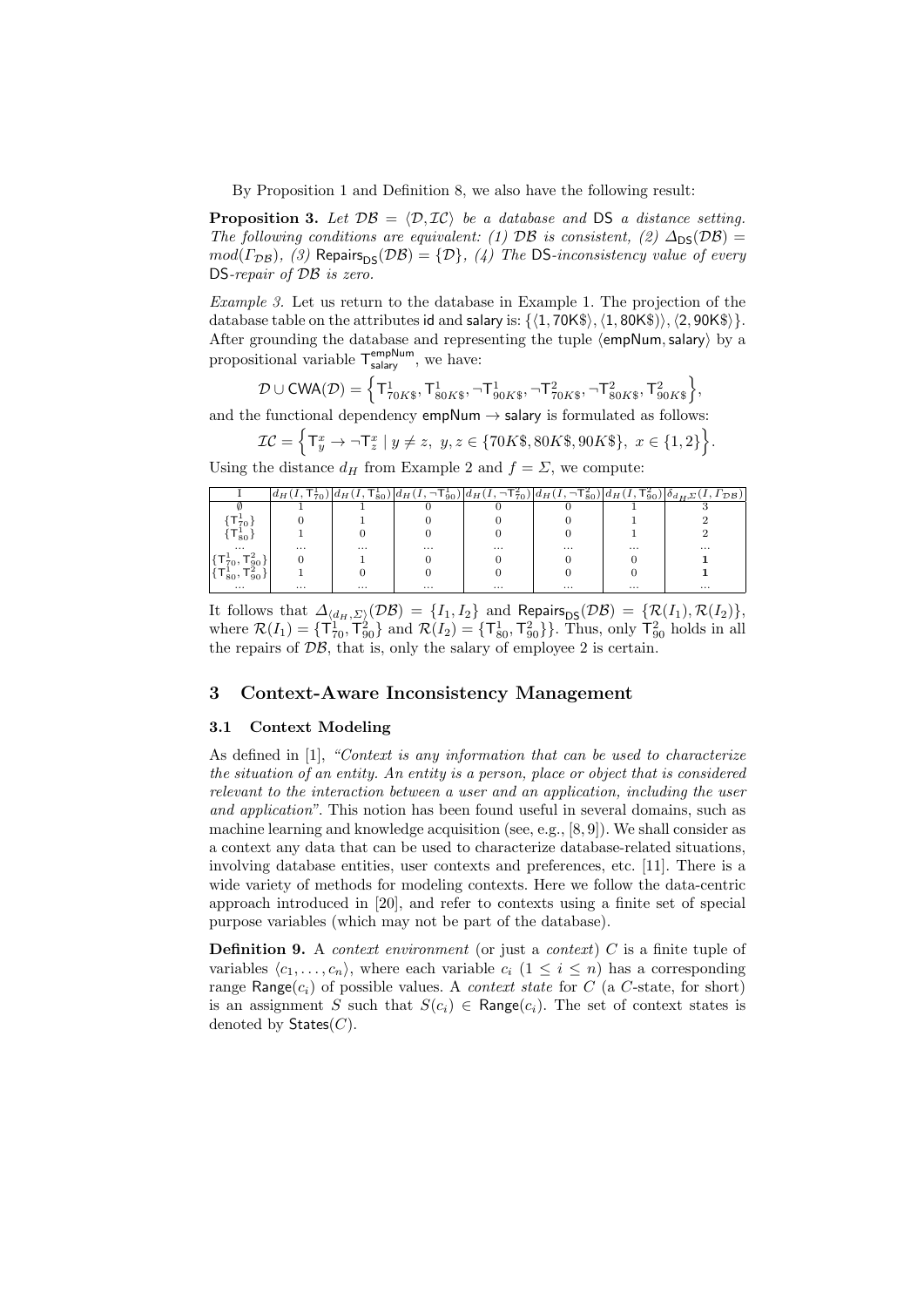By Proposition 1 and Definition 8, we also have the following result:

**Proposition 3.** *Let $\mathcal{DB} = \langle \mathcal{D}, \mathcal{IC} \rangle$ be a database and* DS *a distance setting. The following conditions are equivalent: (1) $\mathcal{DB}$ is consistent, (2) $\Delta_{\mathsf{DS}}(\mathcal{DB}) = mod(\Gamma_{\mathcal{DB}})$, (3) $\mathsf{Repairs}_{\mathsf{DS}}(\mathcal{DB}) = \{\mathcal{D}\}$, (4) The* DS*-inconsistency value of every* DS*-repair of $\mathcal{DB}$ is zero.*

*Example 3.* Let us return to the database in Example 1. The projection of the database table on the attributes id and salary is: $\{\langle 1, 70\mathsf{K\$}\rangle, \langle 1, 80\mathsf{K\$}\rangle\rangle, \langle 2, 90\mathsf{K\$}\rangle\}$. After grounding the database and representing the tuple $\langle \mathsf{empNum}, \mathsf{salary}\rangle$ by a propositional variable $\mathsf{T}^{\mathsf{empNum}}_{\mathsf{salary}}$, we have:

$$\mathcal{D} \cup \mathsf{CWA}(\mathcal{D}) = \Big\{ \mathsf{T}^1_{70K\$}, \mathsf{T}^1_{80K\$}, \neg\mathsf{T}^1_{90K\$}, \neg\mathsf{T}^2_{70K\$}, \neg\mathsf{T}^2_{80K\$}, \mathsf{T}^2_{90K\$} \Big\},$$

and the functional dependency $\mathsf{empNum} \rightarrow \mathsf{salary}$ is formulated as follows:

$$\mathcal{IC} = \Big\{ \mathsf{T}^x_y \rightarrow \neg\mathsf{T}^x_z \mid y \neq z,\ y, z \in \{70K\$, 80K\$, 90K\$\},\ x \in \{1, 2\} \Big\}.$$

Using the distance $d_H$ from Example 2 and $f = \Sigma$, we compute:

| I | $d_H(I, \mathsf{T}^1_{70})$ | $d_H(I, \mathsf{T}^1_{80})$ | $d_H(I, \neg\mathsf{T}^1_{90})$ | $d_H(I, \neg\mathsf{T}^2_{70})$ | $d_H(I, \neg\mathsf{T}^2_{80})$ | $d_H(I, \mathsf{T}^2_{90})$ | $\delta_{d_H, \Sigma}(I, \Gamma_{\mathcal{DB}})$ |
|---|---|---|---|---|---|---|---|
| $\emptyset$ | 1 | 1 | 0 | 0 | 0 | 1 | 3 |
| $\{\mathsf{T}^1_{70}\}$ | 0 | 1 | 0 | 0 | 0 | 1 | 2 |
| $\{\mathsf{T}^1_{80}\}$ | 1 | 0 | 0 | 0 | 0 | 1 | 2 |
| ... | ... | ... | ... | ... | ... | ... | ... |
| $\{\mathsf{T}^1_{70}, \mathsf{T}^2_{90}\}$ | 0 | 1 | 0 | 0 | 0 | 0 | **1** |
| $\{\mathsf{T}^1_{80}, \mathsf{T}^2_{90}\}$ | 1 | 0 | 0 | 0 | 0 | 0 | **1** |
| ... | ... | ... | ... | ... | ... | ... | ... |

It follows that $\Delta_{\langle d_H, \Sigma\rangle}(\mathcal{DB}) = \{I_1, I_2\}$ and $\mathsf{Repairs}_{\mathsf{DS}}(\mathcal{DB}) = \{\mathcal{R}(I_1), \mathcal{R}(I_2)\}$, where $\mathcal{R}(I_1) = \{\mathsf{T}^1_{70}, \mathsf{T}^2_{90}\}$ and $\mathcal{R}(I_2) = \{\mathsf{T}^1_{80}, \mathsf{T}^2_{90}\}\}$. Thus, only $\mathsf{T}^2_{90}$ holds in all the repairs of $\mathcal{DB}$, that is, only the salary of employee 2 is certain.

## 3 Context-Aware Inconsistency Management

### 3.1 Context Modeling

As defined in [1], *"Context is any information that can be used to characterize the situation of an entity. An entity is a person, place or object that is considered relevant to the interaction between a user and an application, including the user and application"*. This notion has been found useful in several domains, such as machine learning and knowledge acquisition (see, e.g., [8, 9]). We shall consider as a context any data that can be used to characterize database-related situations, involving database entities, user contexts and preferences, etc. [11]. There is a wide variety of methods for modeling contexts. Here we follow the data-centric approach introduced in [20], and refer to contexts using a finite set of special purpose variables (which may not be part of the database).

**Definition 9.** A *context environment* (or just a *context*) $C$ is a finite tuple of variables $\langle c_1, \ldots, c_n \rangle$, where each variable $c_i$ ($1 \leq i \leq n$) has a corresponding range $\mathsf{Range}(c_i)$ of possible values. A *context state* for $C$ (a $C$-state, for short) is an assignment $S$ such that $S(c_i) \in \mathsf{Range}(c_i)$. The set of context states is denoted by $\mathsf{States}(C)$.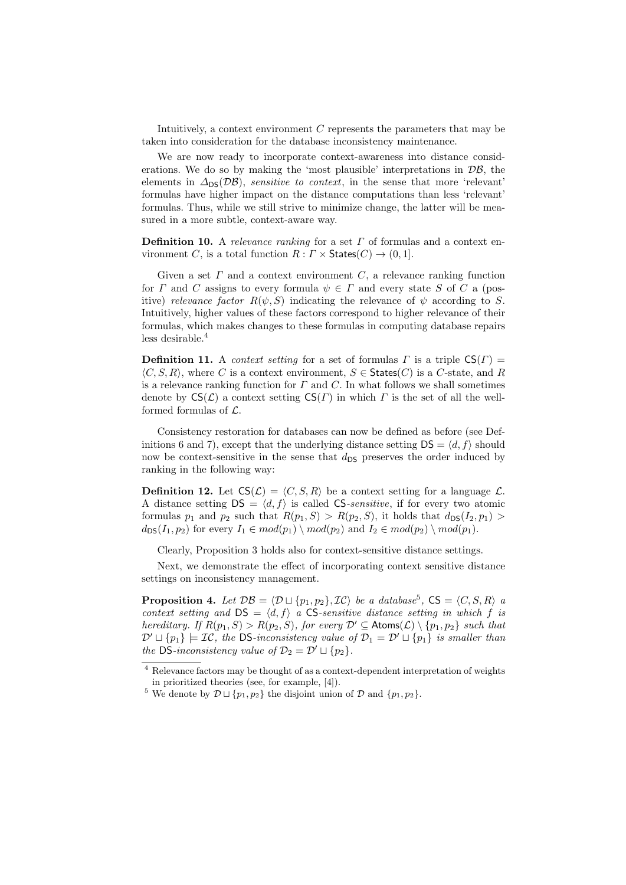Intuitively, a context environment $C$ represents the parameters that may be taken into consideration for the database inconsistency maintenance.

We are now ready to incorporate context-awareness into distance considerations. We do so by making the 'most plausible' interpretations in $\mathcal{DB}$, the elements in $\Delta_{\mathsf{DS}}(\mathcal{DB})$, *sensitive to context*, in the sense that more 'relevant' formulas have higher impact on the distance computations than less 'relevant' formulas. Thus, while we still strive to minimize change, the latter will be measured in a more subtle, context-aware way.

**Definition 10.** A *relevance ranking* for a set $\Gamma$ of formulas and a context environment $C$, is a total function $R : \Gamma \times \mathsf{States}(C) \to (0, 1]$.

Given a set $\Gamma$ and a context environment $C$, a relevance ranking function for $\Gamma$ and $C$ assigns to every formula $\psi \in \Gamma$ and every state $S$ of $C$ a (positive) *relevance factor* $R(\psi, S)$ indicating the relevance of $\psi$ according to $S$. Intuitively, higher values of these factors correspond to higher relevance of their formulas, which makes changes to these formulas in computing database repairs less desirable.[4]

**Definition 11.** A *context setting* for a set of formulas $\Gamma$ is a triple $\mathsf{CS}(\Gamma) = \langle C, S, R \rangle$, where $C$ is a context environment, $S \in \mathsf{States}(C)$ is a $C$-state, and $R$ is a relevance ranking function for $\Gamma$ and $C$. In what follows we shall sometimes denote by $\mathsf{CS}(\mathcal{L})$ a context setting $\mathsf{CS}(\Gamma)$ in which $\Gamma$ is the set of all the well-formed formulas of $\mathcal{L}$.

Consistency restoration for databases can now be defined as before (see Definitions 6 and 7), except that the underlying distance setting $\mathsf{DS} = \langle d, f \rangle$ should now be context-sensitive in the sense that $d_{\mathsf{DS}}$ preserves the order induced by ranking in the following way:

**Definition 12.** Let $\mathsf{CS}(\mathcal{L}) = \langle C, S, R \rangle$ be a context setting for a language $\mathcal{L}$. A distance setting $\mathsf{DS} = \langle d, f \rangle$ is called $\mathsf{CS}$-*sensitive*, if for every two atomic formulas $p_1$ and $p_2$ such that $R(p_1, S) > R(p_2, S)$, it holds that $d_{\mathsf{DS}}(I_2, p_1) > d_{\mathsf{DS}}(I_1, p_2)$ for every $I_1 \in mod(p_1) \setminus mod(p_2)$ and $I_2 \in mod(p_2) \setminus mod(p_1)$.

Clearly, Proposition 3 holds also for context-sensitive distance settings.

Next, we demonstrate the effect of incorporating context sensitive distance settings on inconsistency management.

**Proposition 4.** *Let $\mathcal{DB} = \langle \mathcal{D} \sqcup \{p_1, p_2\}, \mathcal{IC} \rangle$ be a database*[5]*, $\mathsf{CS} = \langle C, S, R \rangle$ a context setting and $\mathsf{DS} = \langle d, f \rangle$ a $\mathsf{CS}$-sensitive distance setting in which $f$ is hereditary. If $R(p_1, S) > R(p_2, S)$, for every $\mathcal{D}' \subseteq \mathsf{Atoms}(\mathcal{L}) \setminus \{p_1, p_2\}$ such that $\mathcal{D}' \sqcup \{p_1\} \models \mathcal{IC}$, the $\mathsf{DS}$-inconsistency value of $\mathcal{D}_1 = \mathcal{D}' \sqcup \{p_1\}$ is smaller than the $\mathsf{DS}$-inconsistency value of $\mathcal{D}_2 = \mathcal{D}' \sqcup \{p_2\}$.*

---

[4] Relevance factors may be thought of as a context-dependent interpretation of weights in prioritized theories (see, for example, [4]).

[5] We denote by $\mathcal{D} \sqcup \{p_1, p_2\}$ the disjoint union of $\mathcal{D}$ and $\{p_1, p_2\}$.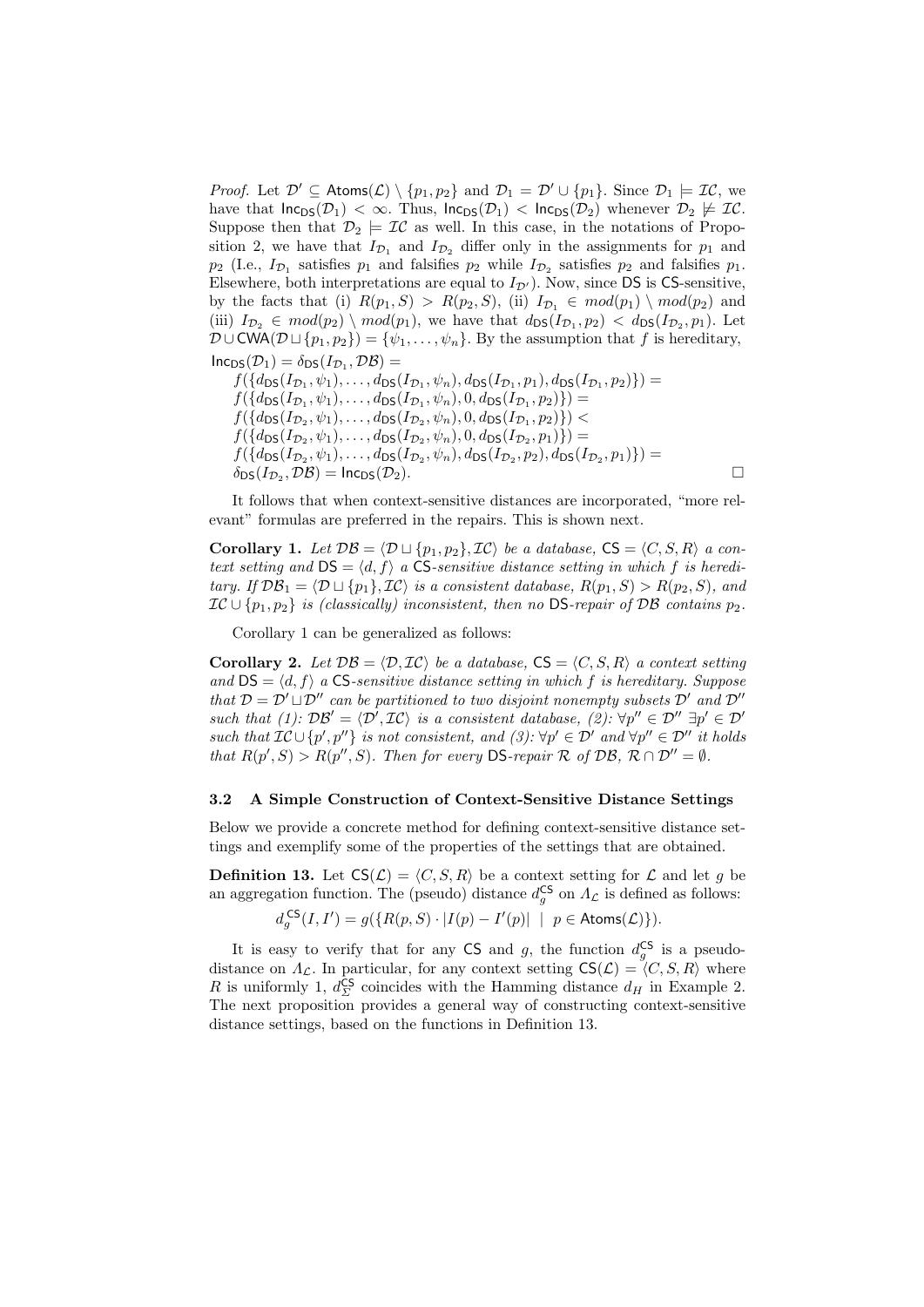*Proof.* Let $\mathcal{D}' \subseteq \mathsf{Atoms}(\mathcal{L}) \setminus \{p_1, p_2\}$ and $\mathcal{D}_1 = \mathcal{D}' \cup \{p_1\}$. Since $\mathcal{D}_1 \models \mathcal{IC}$, we have that $\mathsf{Inc}_{\mathsf{DS}}(\mathcal{D}_1) < \infty$. Thus, $\mathsf{Inc}_{\mathsf{DS}}(\mathcal{D}_1) < \mathsf{Inc}_{\mathsf{DS}}(\mathcal{D}_2)$ whenever $\mathcal{D}_2 \not\models \mathcal{IC}$. Suppose then that $\mathcal{D}_2 \models \mathcal{IC}$ as well. In this case, in the notations of Proposition 2, we have that $I_{\mathcal{D}_1}$ and $I_{\mathcal{D}_2}$ differ only in the assignments for $p_1$ and $p_2$ (I.e., $I_{\mathcal{D}_1}$ satisfies $p_1$ and falsifies $p_2$ while $I_{\mathcal{D}_2}$ satisfies $p_2$ and falsifies $p_1$. Elsewhere, both interpretations are equal to $I_{\mathcal{D}'}$). Now, since $\mathsf{DS}$ is $\mathsf{CS}$-sensitive, by the facts that (i) $R(p_1, S) > R(p_2, S)$, (ii) $I_{\mathcal{D}_1} \in mod(p_1) \setminus mod(p_2)$ and (iii) $I_{\mathcal{D}_2} \in mod(p_2) \setminus mod(p_1)$, we have that $d_{\mathsf{DS}}(I_{\mathcal{D}_1}, p_2) < d_{\mathsf{DS}}(I_{\mathcal{D}_2}, p_1)$. Let $\mathcal{D} \cup \mathsf{CWA}(\mathcal{D} \sqcup \{p_1, p_2\}) = \{\psi_1, \ldots, \psi_n\}$. By the assumption that $f$ is hereditary,

$$
\begin{aligned}
&\mathsf{Inc}_{\mathsf{DS}}(\mathcal{D}_1) = \delta_{\mathsf{DS}}(I_{\mathcal{D}_1}, \mathcal{DB}) = \\
&f(\{d_{\mathsf{DS}}(I_{\mathcal{D}_1}, \psi_1), \ldots, d_{\mathsf{DS}}(I_{\mathcal{D}_1}, \psi_n), d_{\mathsf{DS}}(I_{\mathcal{D}_1}, p_1), d_{\mathsf{DS}}(I_{\mathcal{D}_1}, p_2)\}) = \\
&f(\{d_{\mathsf{DS}}(I_{\mathcal{D}_1}, \psi_1), \ldots, d_{\mathsf{DS}}(I_{\mathcal{D}_1}, \psi_n), 0, d_{\mathsf{DS}}(I_{\mathcal{D}_1}, p_2)\}) = \\
&f(\{d_{\mathsf{DS}}(I_{\mathcal{D}_2}, \psi_1), \ldots, d_{\mathsf{DS}}(I_{\mathcal{D}_2}, \psi_n), 0, d_{\mathsf{DS}}(I_{\mathcal{D}_1}, p_2)\}) < \\
&f(\{d_{\mathsf{DS}}(I_{\mathcal{D}_2}, \psi_1), \ldots, d_{\mathsf{DS}}(I_{\mathcal{D}_2}, \psi_n), 0, d_{\mathsf{DS}}(I_{\mathcal{D}_2}, p_1)\}) = \\
&f(\{d_{\mathsf{DS}}(I_{\mathcal{D}_2}, \psi_1), \ldots, d_{\mathsf{DS}}(I_{\mathcal{D}_2}, \psi_n), d_{\mathsf{DS}}(I_{\mathcal{D}_2}, p_2), d_{\mathsf{DS}}(I_{\mathcal{D}_2}, p_1)\}) = \\
&\delta_{\mathsf{DS}}(I_{\mathcal{D}_2}, \mathcal{DB}) = \mathsf{Inc}_{\mathsf{DS}}(\mathcal{D}_2).
\end{aligned}
$$

□

It follows that when context-sensitive distances are incorporated, "more relevant" formulas are preferred in the repairs. This is shown next.

**Corollary 1.** *Let $\mathcal{DB} = \langle \mathcal{D} \sqcup \{p_1, p_2\}, \mathcal{IC} \rangle$ be a database, $\mathsf{CS} = \langle C, S, R \rangle$ a context setting and $\mathsf{DS} = \langle d, f \rangle$ a $\mathsf{CS}$-sensitive distance setting in which $f$ is hereditary. If $\mathcal{DB}_1 = \langle \mathcal{D} \sqcup \{p_1\}, \mathcal{IC} \rangle$ is a consistent database, $R(p_1, S) > R(p_2, S)$, and $\mathcal{IC} \cup \{p_1, p_2\}$ is (classically) inconsistent, then no $\mathsf{DS}$-repair of $\mathcal{DB}$ contains $p_2$.*

Corollary 1 can be generalized as follows:

**Corollary 2.** *Let $\mathcal{DB} = \langle \mathcal{D}, \mathcal{IC} \rangle$ be a database, $\mathsf{CS} = \langle C, S, R \rangle$ a context setting and $\mathsf{DS} = \langle d, f \rangle$ a $\mathsf{CS}$-sensitive distance setting in which $f$ is hereditary. Suppose that $\mathcal{D} = \mathcal{D}' \sqcup \mathcal{D}''$ can be partitioned to two disjoint nonempty subsets $\mathcal{D}'$ and $\mathcal{D}''$ such that (1): $\mathcal{DB}' = \langle \mathcal{D}', \mathcal{IC} \rangle$ is a consistent database, (2): $\forall p'' \in \mathcal{D}''\ \exists p' \in \mathcal{D}'$ such that $\mathcal{IC} \cup \{p', p''\}$ is not consistent, and (3): $\forall p' \in \mathcal{D}'$ and $\forall p'' \in \mathcal{D}''$ it holds that $R(p', S) > R(p'', S)$. Then for every $\mathsf{DS}$-repair $\mathcal{R}$ of $\mathcal{DB}$, $\mathcal{R} \cap \mathcal{D}'' = \emptyset$.*

### 3.2 A Simple Construction of Context-Sensitive Distance Settings

Below we provide a concrete method for defining context-sensitive distance settings and exemplify some of the properties of the settings that are obtained.

**Definition 13.** Let $\mathsf{CS}(\mathcal{L}) = \langle C, S, R \rangle$ be a context setting for $\mathcal{L}$ and let $g$ be an aggregation function. The (pseudo) distance $d_g^{\mathsf{CS}}$ on $\Lambda_{\mathcal{L}}$ is defined as follows:

$$d_g^{\mathsf{CS}}(I, I') = g(\{R(p, S) \cdot |I(p) - I'(p)| \ \mid \ p \in \mathsf{Atoms}(\mathcal{L})\}).$$

It is easy to verify that for any $\mathsf{CS}$ and $g$, the function $d_g^{\mathsf{CS}}$ is a pseudo-distance on $\Lambda_{\mathcal{L}}$. In particular, for any context setting $\mathsf{CS}(\mathcal{L}) = \langle C, S, R \rangle$ where $R$ is uniformly 1, $d_{\Sigma}^{\mathsf{CS}}$ coincides with the Hamming distance $d_H$ in Example 2. The next proposition provides a general way of constructing context-sensitive distance settings, based on the functions in Definition 13.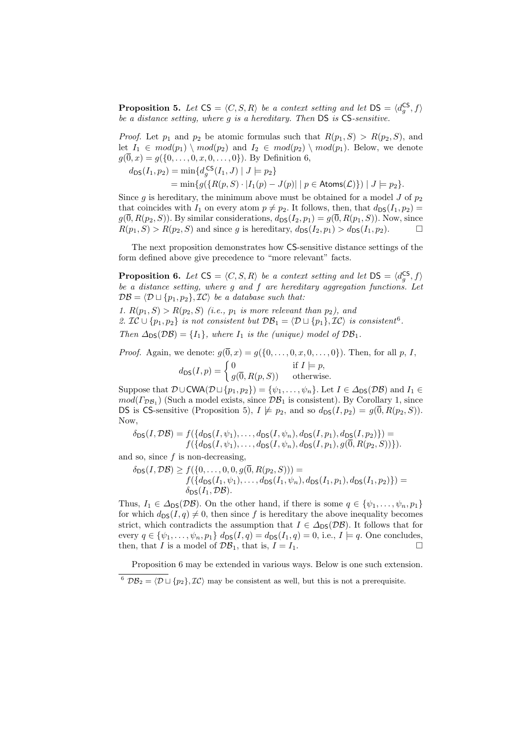**Proposition 5.** *Let $\mathsf{CS} = \langle C, S, R\rangle$ be a context setting and let $\mathsf{DS} = \langle d_g^{\mathsf{CS}}, f\rangle$ be a distance setting, where $g$ is a hereditary. Then $\mathsf{DS}$ is $\mathsf{CS}$-sensitive.*

*Proof.* Let $p_1$ and $p_2$ be atomic formulas such that $R(p_1, S) > R(p_2, S)$, and let $I_1 \in mod(p_1) \setminus mod(p_2)$ and $I_2 \in mod(p_2) \setminus mod(p_1)$. Below, we denote $g(\overline{0}, x) = g(\{0, \ldots, 0, x, 0, \ldots, 0\})$. By Definition 6,

$$
\begin{aligned}
d_{\mathsf{DS}}(I_1, p_2) &= \min\{d_g^{\mathsf{CS}}(I_1, J) \mid J \models p_2\} \\
&= \min\{g(\{R(p, S) \cdot |I_1(p) - J(p)| \mid p \in \mathsf{Atoms}(\mathcal{L})\}) \mid J \models p_2\}.
\end{aligned}
$$

Since $g$ is hereditary, the minimum above must be obtained for a model $J$ of $p_2$ that coincides with $I_1$ on every atom $p \neq p_2$. It follows, then, that $d_{\mathsf{DS}}(I_1, p_2) = g(\overline{0}, R(p_2, S))$. By similar considerations, $d_{\mathsf{DS}}(I_2, p_1) = g(\overline{0}, R(p_1, S))$. Now, since $R(p_1, S) > R(p_2, S)$ and since $g$ is hereditary, $d_{\mathsf{DS}}(I_2, p_1) > d_{\mathsf{DS}}(I_1, p_2)$. □

The next proposition demonstrates how $\mathsf{CS}$-sensitive distance settings of the form defined above give precedence to "more relevant" facts.

**Proposition 6.** *Let $\mathsf{CS} = \langle C, S, R\rangle$ be a context setting and let $\mathsf{DS} = \langle d_g^{\mathsf{CS}}, f\rangle$ be a distance setting, where $g$ and $f$ are hereditary aggregation functions. Let $\mathcal{DB} = \langle \mathcal{D} \sqcup \{p_1, p_2\}, \mathcal{IC}\rangle$ be a database such that:*

*1. $R(p_1, S) > R(p_2, S)$ (i.e., $p_1$ is more relevant than $p_2$), and*
*2. $\mathcal{IC} \cup \{p_1, p_2\}$ is not consistent but $\mathcal{DB}_1 = \langle \mathcal{D} \sqcup \{p_1\}, \mathcal{IC}\rangle$ is consistent[6].*

*Then $\Delta_{\mathsf{DS}}(\mathcal{DB}) = \{I_1\}$, where $I_1$ is the (unique) model of $\mathcal{DB}_1$.*

*Proof.* Again, we denote: $g(\overline{0}, x) = g(\{0, \ldots, 0, x, 0, \ldots, 0\})$. Then, for all $p$, $I$,

$$
d_{\mathsf{DS}}(I, p) = \begin{cases} 0 & \text{if } I \models p, \\ g(\overline{0}, R(p, S)) & \text{otherwise.} \end{cases}
$$

Suppose that $\mathcal{D} \cup \mathsf{CWA}(\mathcal{D} \sqcup \{p_1, p_2\}) = \{\psi_1, \ldots, \psi_n\}$. Let $I \in \Delta_{\mathsf{DS}}(\mathcal{DB})$ and $I_1 \in mod(\Gamma_{\mathcal{DB}_1})$ (Such a model exists, since $\mathcal{DB}_1$ is consistent). By Corollary 1, since $\mathsf{DS}$ is $\mathsf{CS}$-sensitive (Proposition 5), $I \not\models p_2$, and so $d_{\mathsf{DS}}(I, p_2) = g(\overline{0}, R(p_2, S))$. Now,

$$
\begin{aligned}
\delta_{\mathsf{DS}}(I, \mathcal{DB}) = f(\{&d_{\mathsf{DS}}(I, \psi_1), \ldots, d_{\mathsf{DS}}(I, \psi_n), d_{\mathsf{DS}}(I, p_1), d_{\mathsf{DS}}(I, p_2)\}) = \\
f(\{&d_{\mathsf{DS}}(I, \psi_1), \ldots, d_{\mathsf{DS}}(I, \psi_n), d_{\mathsf{DS}}(I, p_1), g(\overline{0}, R(p_2, S))\}).
\end{aligned}
$$

and so, since $f$ is non-decreasing,

$$
\begin{aligned}
\delta_{\mathsf{DS}}(I, \mathcal{DB}) \geq\ & f(\{0, \ldots, 0, 0, g(\overline{0}, R(p_2, S))) = \\
& f(\{d_{\mathsf{DS}}(I_1, \psi_1), \ldots, d_{\mathsf{DS}}(I_1, \psi_n), d_{\mathsf{DS}}(I_1, p_1), d_{\mathsf{DS}}(I_1, p_2)\}) = \\
& \delta_{\mathsf{DS}}(I_1, \mathcal{DB}).
\end{aligned}
$$

Thus, $I_1 \in \Delta_{\mathsf{DS}}(\mathcal{DB})$. On the other hand, if there is some $q \in \{\psi_1, \ldots, \psi_n, p_1\}$ for which $d_{\mathsf{DS}}(I, q) \neq 0$, then since $f$ is hereditary the above inequality becomes strict, which contradicts the assumption that $I \in \Delta_{\mathsf{DS}}(\mathcal{DB})$. It follows that for every $q \in \{\psi_1, \ldots, \psi_n, p_1\}$ $d_{\mathsf{DS}}(I, q) = d_{\mathsf{DS}}(I_1, q) = 0$, i.e., $I \models q$. One concludes, then, that $I$ is a model of $\mathcal{DB}_1$, that is, $I = I_1$. □

Proposition 6 may be extended in various ways. Below is one such extension.

[6] $\mathcal{DB}_2 = \langle \mathcal{D} \sqcup \{p_2\}, \mathcal{IC}\rangle$ may be consistent as well, but this is not a prerequisite.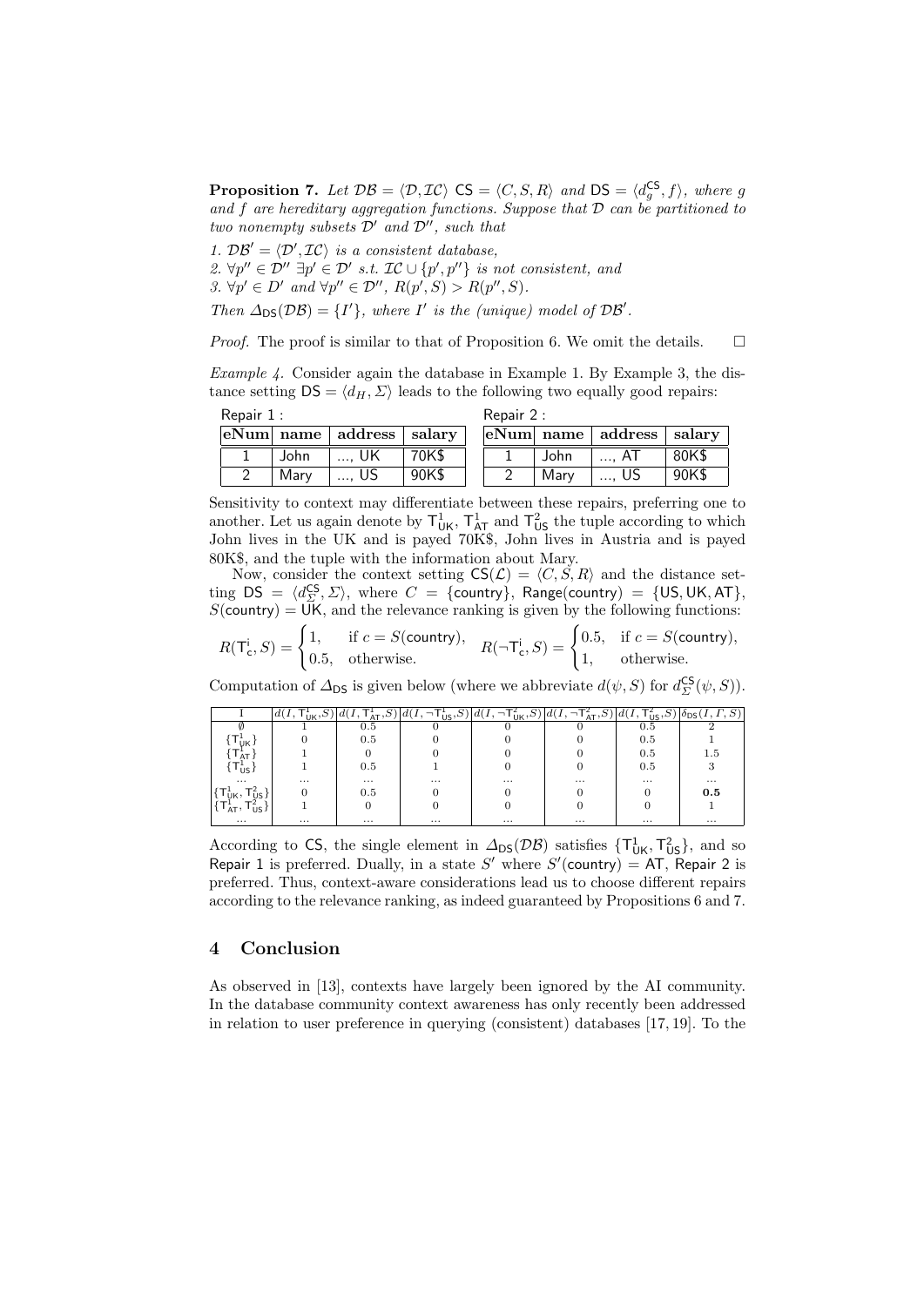**Proposition 7.** *Let $\mathcal{DB} = \langle \mathcal{D}, \mathcal{IC} \rangle$ $\mathsf{CS} = \langle C, S, R \rangle$ and $\mathsf{DS} = \langle d_g^{\mathsf{CS}}, f \rangle$, where $g$ and $f$ are hereditary aggregation functions. Suppose that $\mathcal{D}$ can be partitioned to two nonempty subsets $\mathcal{D}'$ and $\mathcal{D}''$, such that*

*1. $\mathcal{DB}' = \langle \mathcal{D}', \mathcal{IC} \rangle$ is a consistent database,*
*2. $\forall p'' \in \mathcal{D}''\ \exists p' \in \mathcal{D}'$ s.t. $\mathcal{IC} \cup \{p', p''\}$ is not consistent, and*
*3. $\forall p' \in D'$ and $\forall p'' \in \mathcal{D}''$, $R(p', S) > R(p'', S)$.*

*Then $\Delta_{\mathsf{DS}}(\mathcal{DB}) = \{I'\}$, where $I'$ is the (unique) model of $\mathcal{DB}'$.*

*Proof.* The proof is similar to that of Proposition 6. We omit the details. $\square$

*Example 4.* Consider again the database in Example 1. By Example 3, the distance setting $\mathsf{DS} = \langle d_H, \Sigma \rangle$ leads to the following two equally good repairs:

Repair 1 :

| eNum | name | address | salary |
|---|---|---|---|
| 1 | John | ..., UK | 70K$ |
| 2 | Mary | ..., US | 90K$ |

Repair 2 :

| eNum | name | address | salary |
|---|---|---|---|
| 1 | John | ..., AT | 80K$ |
| 2 | Mary | ..., US | 90K$ |

Sensitivity to context may differentiate between these repairs, preferring one to another. Let us again denote by $\mathsf{T}^1_{\mathsf{UK}}$, $\mathsf{T}^1_{\mathsf{AT}}$ and $\mathsf{T}^2_{\mathsf{US}}$ the tuple according to which John lives in the UK and is payed 70K$, John lives in Austria and is payed 80K$, and the tuple with the information about Mary.

Now, consider the context setting $\mathsf{CS}(\mathcal{L}) = \langle C, S, R \rangle$ and the distance setting $\mathsf{DS} = \langle d_\Sigma^{\mathsf{CS}}, \Sigma \rangle$, where $C = \{\mathsf{country}\}$, $\mathsf{Range}(\mathsf{country}) = \{\mathsf{US}, \mathsf{UK}, \mathsf{AT}\}$, $S(\mathsf{country}) = \mathsf{UK}$, and the relevance ranking is given by the following functions:

$$R(\mathsf{T}^i_c, S) = \begin{cases} 1, & \text{if } c = S(\mathsf{country}), \\ 0.5, & \text{otherwise.} \end{cases} \quad R(\neg\mathsf{T}^i_c, S) = \begin{cases} 0.5, & \text{if } c = S(\mathsf{country}), \\ 1, & \text{otherwise.} \end{cases}$$

Computation of $\Delta_{\mathsf{DS}}$ is given below (where we abbreviate $d(\psi, S)$ for $d_\Sigma^{\mathsf{CS}}(\psi, S)$).

| I | $d(I, \mathsf{T}^1_{\mathsf{UK}}, S)$ | $d(I, \mathsf{T}^1_{\mathsf{AT}}, S)$ | $d(I, \neg\mathsf{T}^1_{\mathsf{US}}, S)$ | $d(I, \neg\mathsf{T}^2_{\mathsf{UK}}, S)$ | $d(I, \neg\mathsf{T}^2_{\mathsf{AT}}, S)$ | $d(I, \mathsf{T}^2_{\mathsf{US}}, S)$ | $\delta_{\mathsf{DS}}(I, \Gamma, S)$ |
|---|---|---|---|---|---|---|---|
| $\emptyset$ | 1 | 0.5 | 0 | 0 | 0 | 0.5 | 2 |
| $\{\mathsf{T}^1_{\mathsf{UK}}\}$ | 0 | 0.5 | 0 | 0 | 0 | 0.5 | 1 |
| $\{\mathsf{T}^1_{\mathsf{AT}}\}$ | 1 | 0 | 0 | 0 | 0 | 0.5 | 1.5 |
| $\{\mathsf{T}^1_{\mathsf{US}}\}$ | 1 | 0.5 | 1 | 0 | 0 | 0.5 | 3 |
| ... | ... | ... | ... | ... | ... | ... | ... |
| $\{\mathsf{T}^1_{\mathsf{UK}}, \mathsf{T}^2_{\mathsf{US}}\}$ | 0 | 0.5 | 0 | 0 | 0 | 0 | **0.5** |
| $\{\mathsf{T}^1_{\mathsf{AT}}, \mathsf{T}^2_{\mathsf{US}}\}$ | 1 | 0 | 0 | 0 | 0 | 0 | 1 |
| ... | ... | ... | ... | ... | ... | ... | ... |

According to $\mathsf{CS}$, the single element in $\Delta_{\mathsf{DS}}(\mathcal{DB})$ satisfies $\{\mathsf{T}^1_{\mathsf{UK}}, \mathsf{T}^2_{\mathsf{US}}\}$, and so Repair 1 is preferred. Dually, in a state $S'$ where $S'(\mathsf{country}) = \mathsf{AT}$, Repair 2 is preferred. Thus, context-aware considerations lead us to choose different repairs according to the relevance ranking, as indeed guaranteed by Propositions 6 and 7.

## 4 Conclusion

As observed in [13], contexts have largely been ignored by the AI community. In the database community context awareness has only recently been addressed in relation to user preference in querying (consistent) databases [17, 19]. To the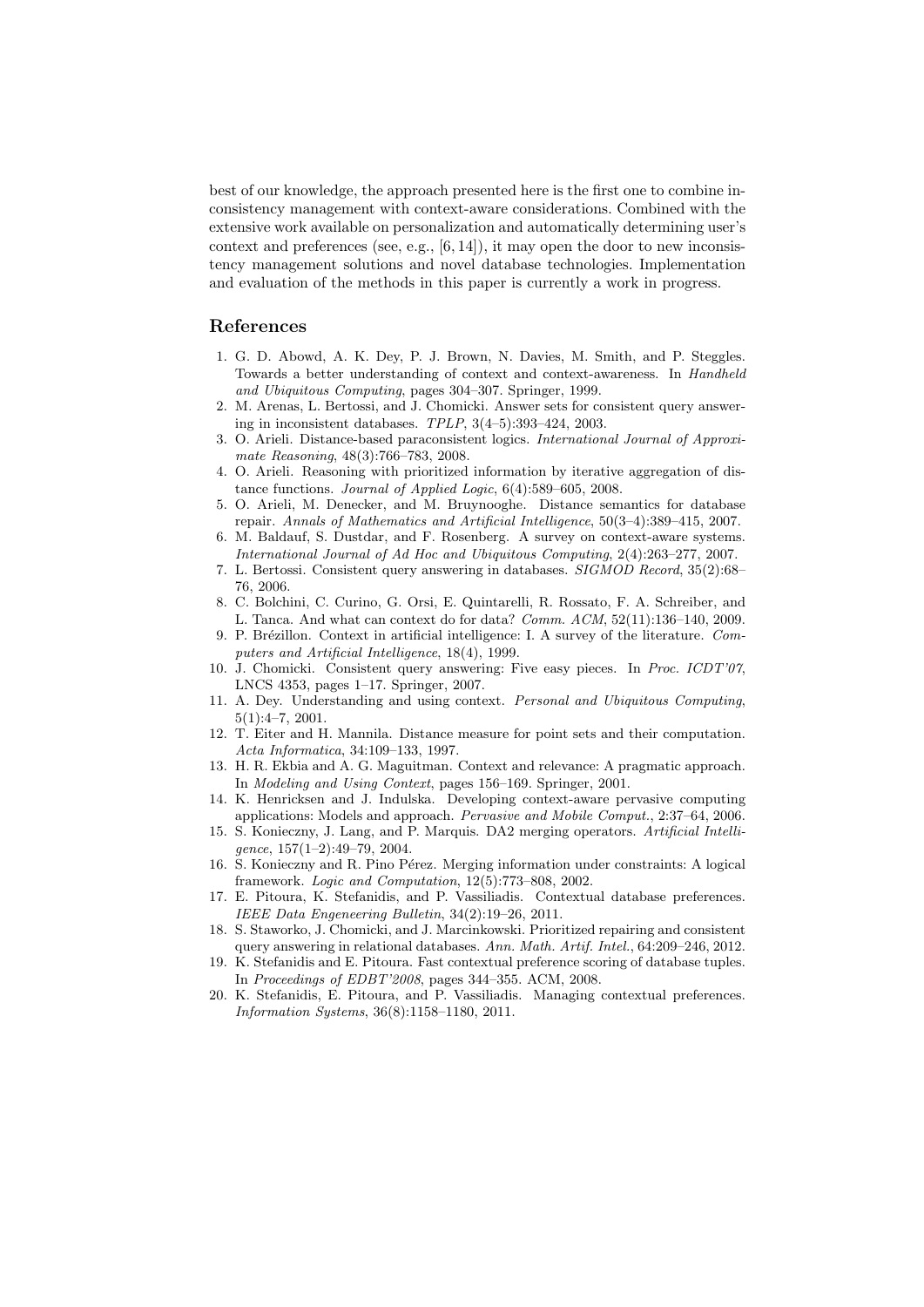best of our knowledge, the approach presented here is the first one to combine inconsistency management with context-aware considerations. Combined with the extensive work available on personalization and automatically determining user's context and preferences (see, e.g., [6, 14]), it may open the door to new inconsistency management solutions and novel database technologies. Implementation and evaluation of the methods in this paper is currently a work in progress.

## References

1. G. D. Abowd, A. K. Dey, P. J. Brown, N. Davies, M. Smith, and P. Steggles. Towards a better understanding of context and context-awareness. In *Handheld and Ubiquitous Computing*, pages 304–307. Springer, 1999.
2. M. Arenas, L. Bertossi, and J. Chomicki. Answer sets for consistent query answering in inconsistent databases. *TPLP*, 3(4–5):393–424, 2003.
3. O. Arieli. Distance-based paraconsistent logics. *International Journal of Approximate Reasoning*, 48(3):766–783, 2008.
4. O. Arieli. Reasoning with prioritized information by iterative aggregation of distance functions. *Journal of Applied Logic*, 6(4):589–605, 2008.
5. O. Arieli, M. Denecker, and M. Bruynooghe. Distance semantics for database repair. *Annals of Mathematics and Artificial Intelligence*, 50(3–4):389–415, 2007.
6. M. Baldauf, S. Dustdar, and F. Rosenberg. A survey on context-aware systems. *International Journal of Ad Hoc and Ubiquitous Computing*, 2(4):263–277, 2007.
7. L. Bertossi. Consistent query answering in databases. *SIGMOD Record*, 35(2):68–76, 2006.
8. C. Bolchini, C. Curino, G. Orsi, E. Quintarelli, R. Rossato, F. A. Schreiber, and L. Tanca. And what can context do for data? *Comm. ACM*, 52(11):136–140, 2009.
9. P. Brézillon. Context in artificial intelligence: I. A survey of the literature. *Computers and Artificial Intelligence*, 18(4), 1999.
10. J. Chomicki. Consistent query answering: Five easy pieces. In *Proc. ICDT'07*, LNCS 4353, pages 1–17. Springer, 2007.
11. A. Dey. Understanding and using context. *Personal and Ubiquitous Computing*, 5(1):4–7, 2001.
12. T. Eiter and H. Mannila. Distance measure for point sets and their computation. *Acta Informatica*, 34:109–133, 1997.
13. H. R. Ekbia and A. G. Maguitman. Context and relevance: A pragmatic approach. In *Modeling and Using Context*, pages 156–169. Springer, 2001.
14. K. Henricksen and J. Indulska. Developing context-aware pervasive computing applications: Models and approach. *Pervasive and Mobile Comput.*, 2:37–64, 2006.
15. S. Konieczny, J. Lang, and P. Marquis. DA2 merging operators. *Artificial Intelligence*, 157(1–2):49–79, 2004.
16. S. Konieczny and R. Pino Pérez. Merging information under constraints: A logical framework. *Logic and Computation*, 12(5):773–808, 2002.
17. E. Pitoura, K. Stefanidis, and P. Vassiliadis. Contextual database preferences. *IEEE Data Engeneering Bulletin*, 34(2):19–26, 2011.
18. S. Staworko, J. Chomicki, and J. Marcinkowski. Prioritized repairing and consistent query answering in relational databases. *Ann. Math. Artif. Intel.*, 64:209–246, 2012.
19. K. Stefanidis and E. Pitoura. Fast contextual preference scoring of database tuples. In *Proceedings of EDBT'2008*, pages 344–355. ACM, 2008.
20. K. Stefanidis, E. Pitoura, and P. Vassiliadis. Managing contextual preferences. *Information Systems*, 36(8):1158–1180, 2011.